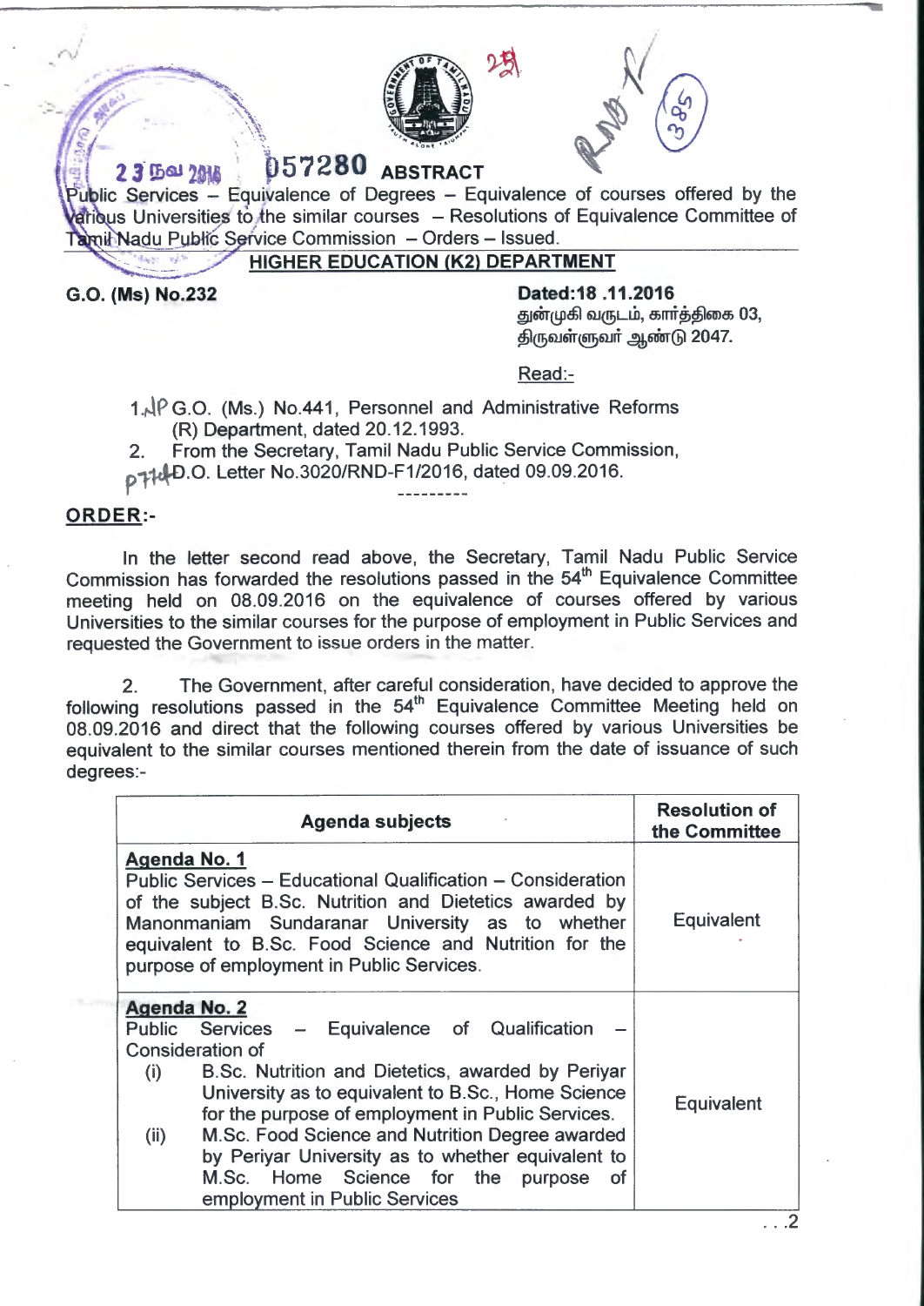23 நவ 2016 057280 **ABSTRACT**

Public Services – Equivalence of Degrees – Equivalence of courses offered by the various Universities to the similar courses – Resolutions of Equivalence Committee of Tamil Nadu Public Service Commission – Orders – Issued.

**HIGHER EDUCATION (K2) DEPARTMENT**

**G.O. (Ms) No.232** **Dated:18 .11.2016**

துன்முகி வருடம், கார்த்திகை 03,
திருவள்ளுவர் ஆண்டு 2047.

Read:-

1. G.O. (Ms.) No.441, Personnel and Administrative Reforms (R) Department, dated 20.12.1993.
2. From the Secretary, Tamil Nadu Public Service Commission, D.O. Letter No.3020/RND-F1/2016, dated 09.09.2016.

---------

**ORDER:-**

In the letter second read above, the Secretary, Tamil Nadu Public Service Commission has forwarded the resolutions passed in the 54th Equivalence Committee meeting held on 08.09.2016 on the equivalence of courses offered by various Universities to the similar courses for the purpose of employment in Public Services and requested the Government to issue orders in the matter.

2. The Government, after careful consideration, have decided to approve the following resolutions passed in the 54th Equivalence Committee Meeting held on 08.09.2016 and direct that the following courses offered by various Universities be equivalent to the similar courses mentioned therein from the date of issuance of such degrees:-

| Agenda subjects | Resolution of the Committee |
|---|---|
| **Agenda No. 1**<br>Public Services – Educational Qualification – Consideration of the subject B.Sc. Nutrition and Dietetics awarded by Manonmaniam Sundaranar University as to whether equivalent to B.Sc. Food Science and Nutrition for the purpose of employment in Public Services. | Equivalent |
| **Agenda No. 2**<br>Public Services – Equivalence of Qualification – Consideration of<br>(i) B.Sc. Nutrition and Dietetics, awarded by Periyar University as to equivalent to B.Sc., Home Science for the purpose of employment in Public Services.<br>(ii) M.Sc. Food Science and Nutrition Degree awarded by Periyar University as to whether equivalent to M.Sc. Home Science for the purpose of employment in Public Services | Equivalent |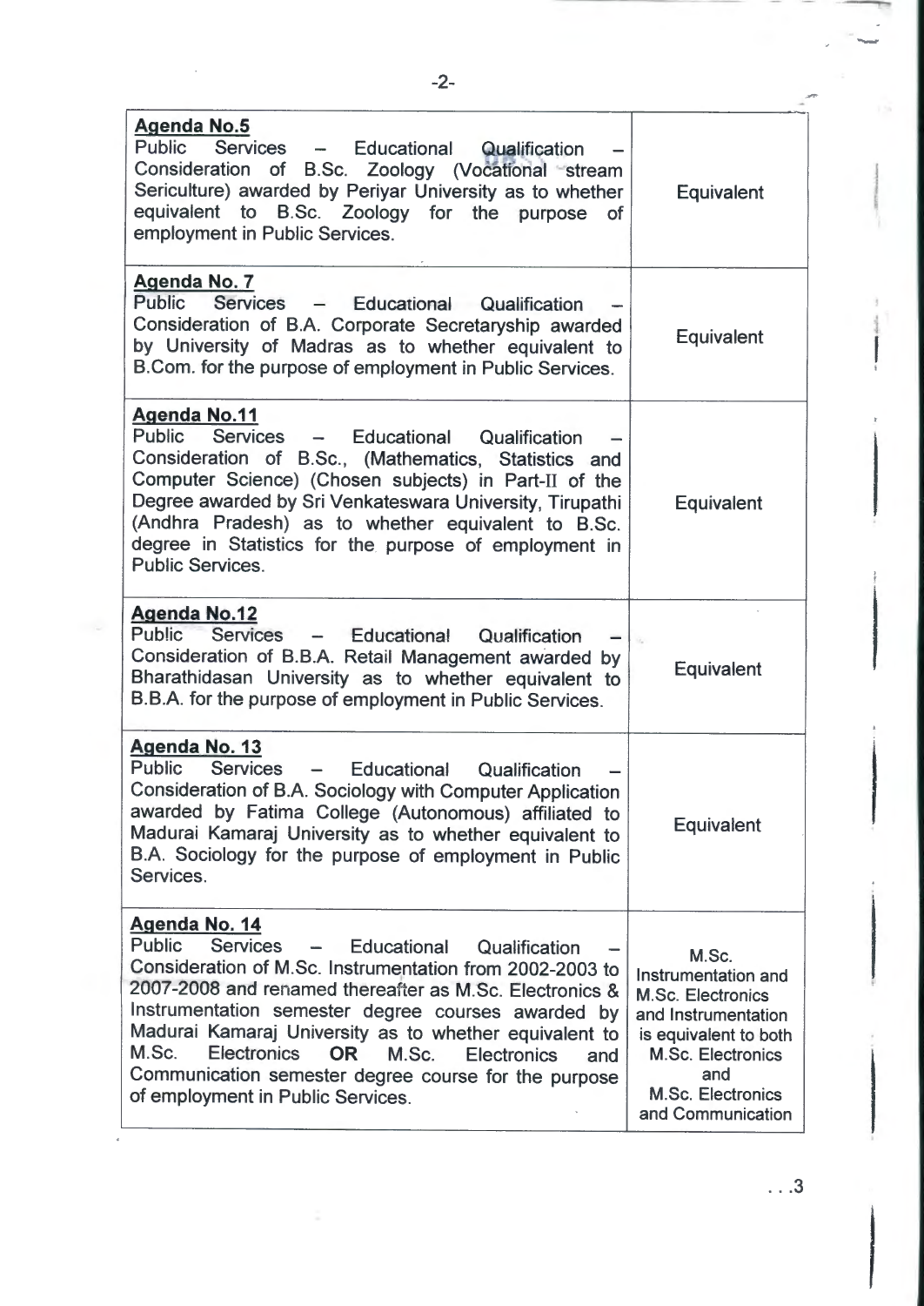| Agenda | Decision |
|---|---|
| **Agenda No.5** Public Services – Educational Qualification – Consideration of B.Sc. Zoology (Vocational stream Sericulture) awarded by Periyar University as to whether equivalent to B.Sc. Zoology for the purpose of employment in Public Services. | Equivalent |
| **Agenda No. 7** Public Services – Educational Qualification – Consideration of B.A. Corporate Secretaryship awarded by University of Madras as to whether equivalent to B.Com. for the purpose of employment in Public Services. | Equivalent |
| **Agenda No.11** Public Services – Educational Qualification – Consideration of B.Sc., (Mathematics, Statistics and Computer Science) (Chosen subjects) in Part-II of the Degree awarded by Sri Venkateswara University, Tirupathi (Andhra Pradesh) as to whether equivalent to B.Sc. degree in Statistics for the purpose of employment in Public Services. | Equivalent |
| **Agenda No.12** Public Services – Educational Qualification – Consideration of B.B.A. Retail Management awarded by Bharathidasan University as to whether equivalent to B.B.A. for the purpose of employment in Public Services. | Equivalent |
| **Agenda No. 13** Public Services – Educational Qualification – Consideration of B.A. Sociology with Computer Application awarded by Fatima College (Autonomous) affiliated to Madurai Kamaraj University as to whether equivalent to B.A. Sociology for the purpose of employment in Public Services. | Equivalent |
| **Agenda No. 14** Public Services – Educational Qualification – Consideration of M.Sc. Instrumentation from 2002-2003 to 2007-2008 and renamed thereafter as M.Sc. Electronics & Instrumentation semester degree courses awarded by Madurai Kamaraj University as to whether equivalent to M.Sc. Electronics **OR** M.Sc. Electronics and Communication semester degree course for the purpose of employment in Public Services. | M.Sc. Instrumentation and M.Sc. Electronics and Instrumentation is equivalent to both M.Sc. Electronics and M.Sc. Electronics and Communication |

. . .3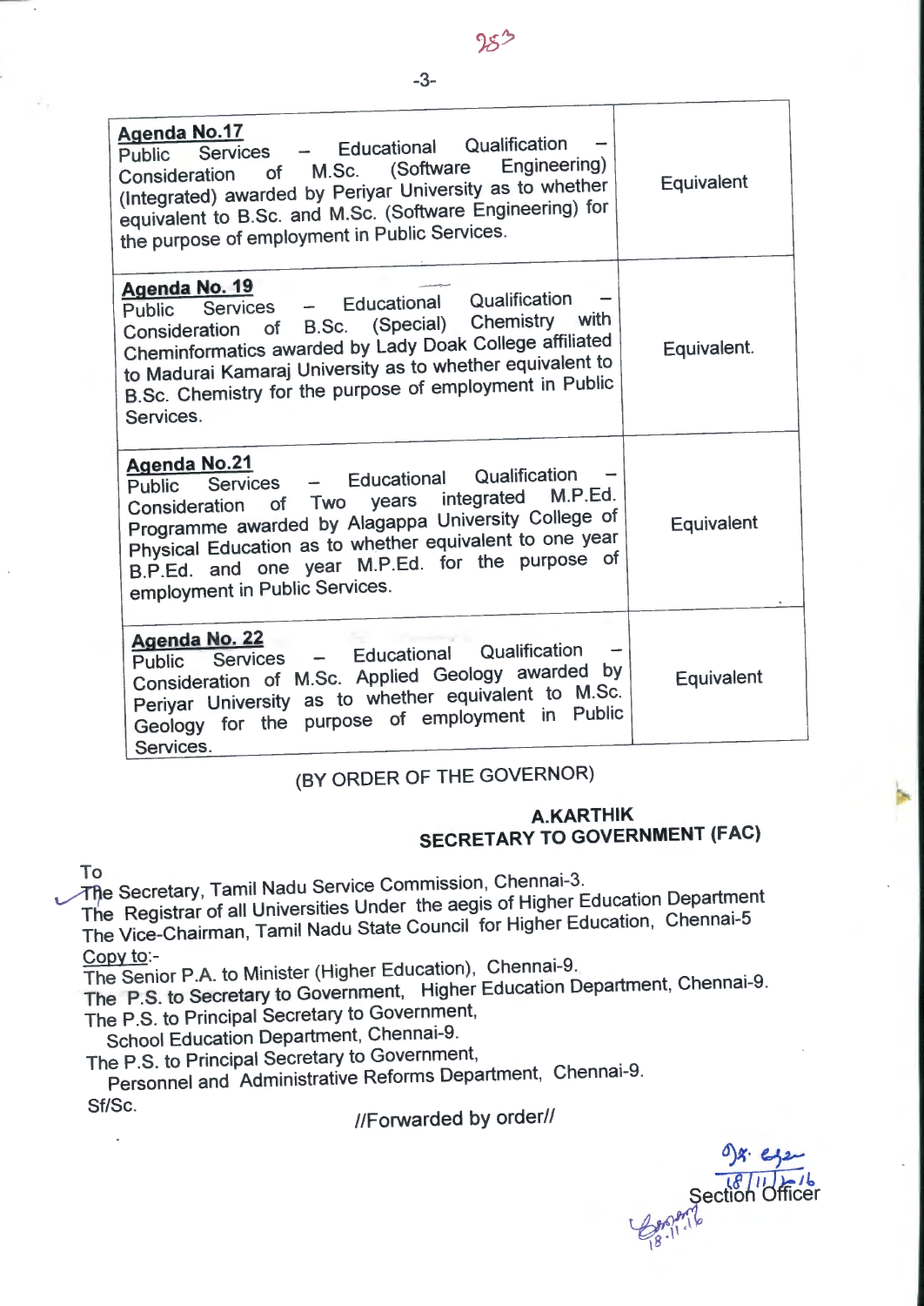| | |
|---|---|
| **Agenda No.17** Public Services – Educational Qualification – Consideration of M.Sc. (Software Engineering) (Integrated) awarded by Periyar University as to whether equivalent to B.Sc. and M.Sc. (Software Engineering) for the purpose of employment in Public Services. | Equivalent |
| **Agenda No. 19** Public Services – Educational Qualification – Consideration of B.Sc. (Special) Chemistry with Cheminformatics awarded by Lady Doak College affiliated to Madurai Kamaraj University as to whether equivalent to B.Sc. Chemistry for the purpose of employment in Public Services. | Equivalent. |
| **Agenda No.21** Public Services – Educational Qualification – Consideration of Two years integrated M.P.Ed. Programme awarded by Alagappa University College of Physical Education as to whether equivalent to one year B.P.Ed. and one year M.P.Ed. for the purpose of employment in Public Services. | Equivalent |
| **Agenda No. 22** Public Services – Educational Qualification – Consideration of M.Sc. Applied Geology awarded by Periyar University as to whether equivalent to M.Sc. Geology for the purpose of employment in Public Services. | Equivalent |

(BY ORDER OF THE GOVERNOR)

**A.KARTHIK**
**SECRETARY TO GOVERNMENT (FAC)**

To
The Secretary, Tamil Nadu Service Commission, Chennai-3.
The Registrar of all Universities Under the aegis of Higher Education Department
The Vice-Chairman, Tamil Nadu State Council for Higher Education, Chennai-5

Copy to:-
The Senior P.A. to Minister (Higher Education), Chennai-9.
The P.S. to Secretary to Government, Higher Education Department, Chennai-9.
The P.S. to Principal Secretary to Government,
School Education Department, Chennai-9.
The P.S. to Principal Secretary to Government,
Personnel and Administrative Reforms Department, Chennai-9.
Sf/Sc.

//Forwarded by order//

18/11/2016
Section Officer